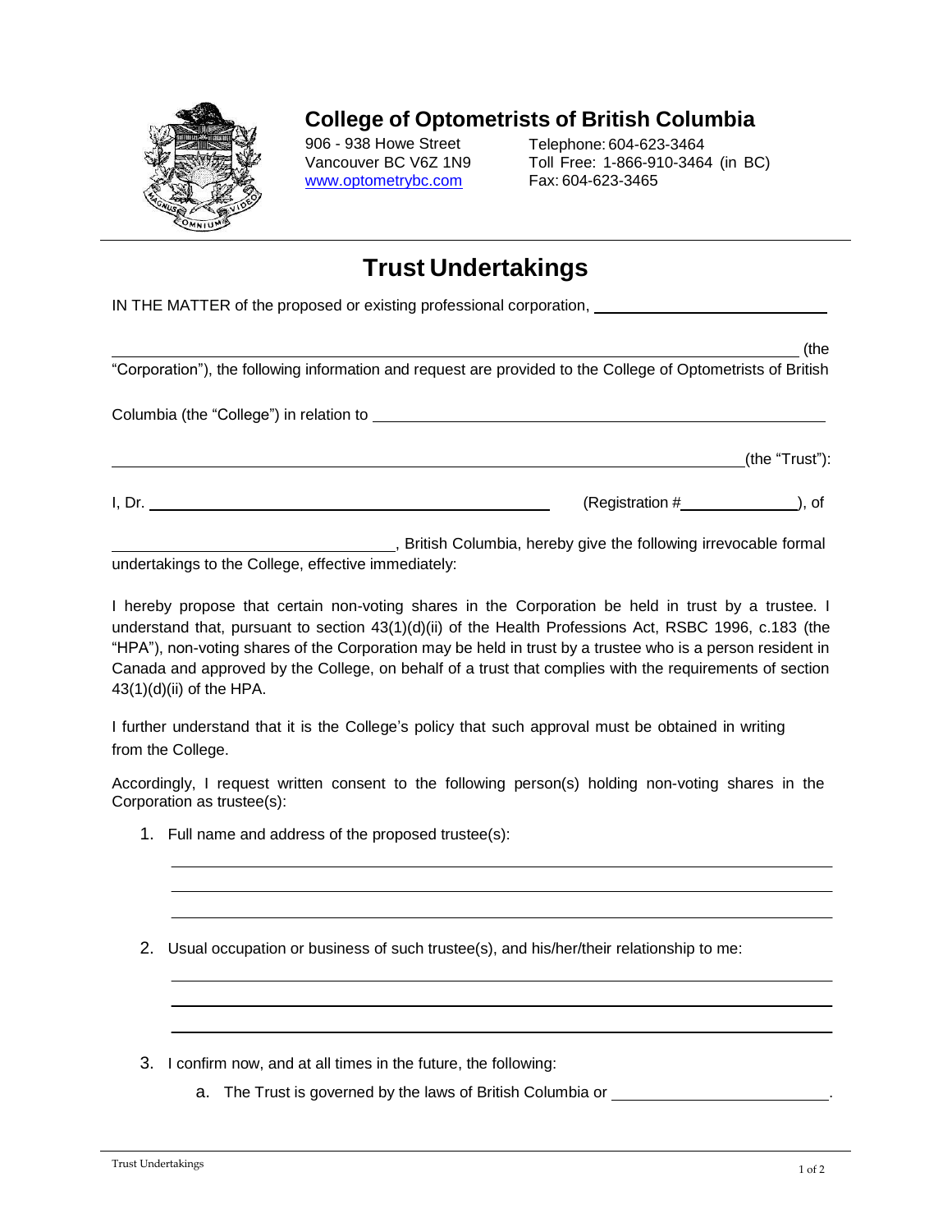# College of Optometrists of British Columbia

906 - 938 Howe Street
Vancouver BC V6Z 1N9
www.optometrybc.com

Telephone: 604-623-3464
Toll Free: 1-866-910-3464 (in BC)
Fax: 604-623-3465

## Trust Undertakings

IN THE MATTER of the proposed or existing professional corporation, ____________________________

________________________________________________________________________________ (the "Corporation"), the following information and request are provided to the College of Optometrists of British Columbia (the "College") in relation to ____________________________________________________

________________________________________________________________________________(the "Trust"):

I, Dr. ______________________________________________ (Registration # ______________), of

________________________________, British Columbia, hereby give the following irrevocable formal undertakings to the College, effective immediately:

I hereby propose that certain non-voting shares in the Corporation be held in trust by a trustee. I understand that, pursuant to section 43(1)(d)(ii) of the Health Professions Act, RSBC 1996, c.183 (the "HPA"), non-voting shares of the Corporation may be held in trust by a trustee who is a person resident in Canada and approved by the College, on behalf of a trust that complies with the requirements of section 43(1)(d)(ii) of the HPA.

I further understand that it is the College's policy that such approval must be obtained in writing from the College.

Accordingly, I request written consent to the following person(s) holding non-voting shares in the Corporation as trustee(s):

1. Full name and address of the proposed trustee(s):

   ______________________________________________________________________________

   ______________________________________________________________________________

   ______________________________________________________________________________

2. Usual occupation or business of such trustee(s), and his/her/their relationship to me:

   ______________________________________________________________________________

   ______________________________________________________________________________

   ______________________________________________________________________________

3. I confirm now, and at all times in the future, the following:

   a. The Trust is governed by the laws of British Columbia or ________________________.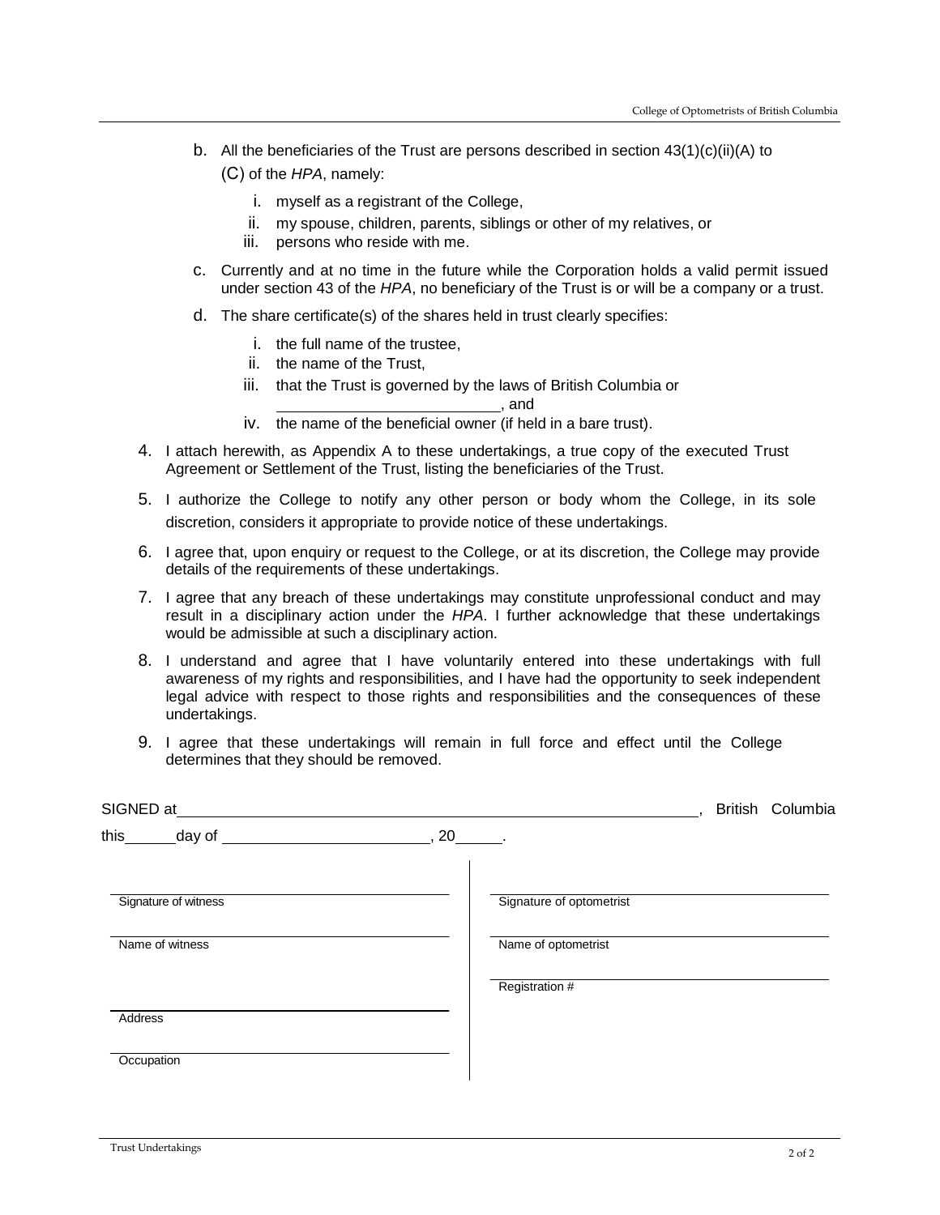b. All the beneficiaries of the Trust are persons described in section 43(1)(c)(ii)(A) to (C) of the *HPA*, namely:

   i. myself as a registrant of the College,
   ii. my spouse, children, parents, siblings or other of my relatives, or
   iii. persons who reside with me.

c. Currently and at no time in the future while the Corporation holds a valid permit issued under section 43 of the *HPA*, no beneficiary of the Trust is or will be a company or a trust.

d. The share certificate(s) of the shares held in trust clearly specifies:

   i. the full name of the trustee,
   ii. the name of the Trust,
   iii. that the Trust is governed by the laws of British Columbia or ____________________, and
   iv. the name of the beneficial owner (if held in a bare trust).

4. I attach herewith, as Appendix A to these undertakings, a true copy of the executed Trust Agreement or Settlement of the Trust, listing the beneficiaries of the Trust.

5. I authorize the College to notify any other person or body whom the College, in its sole discretion, considers it appropriate to provide notice of these undertakings.

6. I agree that, upon enquiry or request to the College, or at its discretion, the College may provide details of the requirements of these undertakings.

7. I agree that any breach of these undertakings may constitute unprofessional conduct and may result in a disciplinary action under the *HPA*. I further acknowledge that these undertakings would be admissible at such a disciplinary action.

8. I understand and agree that I have voluntarily entered into these undertakings with full awareness of my rights and responsibilities, and I have had the opportunity to seek independent legal advice with respect to those rights and responsibilities and the consequences of these undertakings.

9. I agree that these undertakings will remain in full force and effect until the College determines that they should be removed.

SIGNED at ______________________________________________, British Columbia

this ______ day of ______________________, 20______.

| | |
|---|---|
| ______________________________ | ______________________________ |
| Signature of witness | Signature of optometrist |
| ______________________________ | ______________________________ |
| Name of witness | Name of optometrist |
| | ______________________________ |
| | Registration # |
| ______________________________ | |
| Address | |
| ______________________________ | |
| Occupation | |